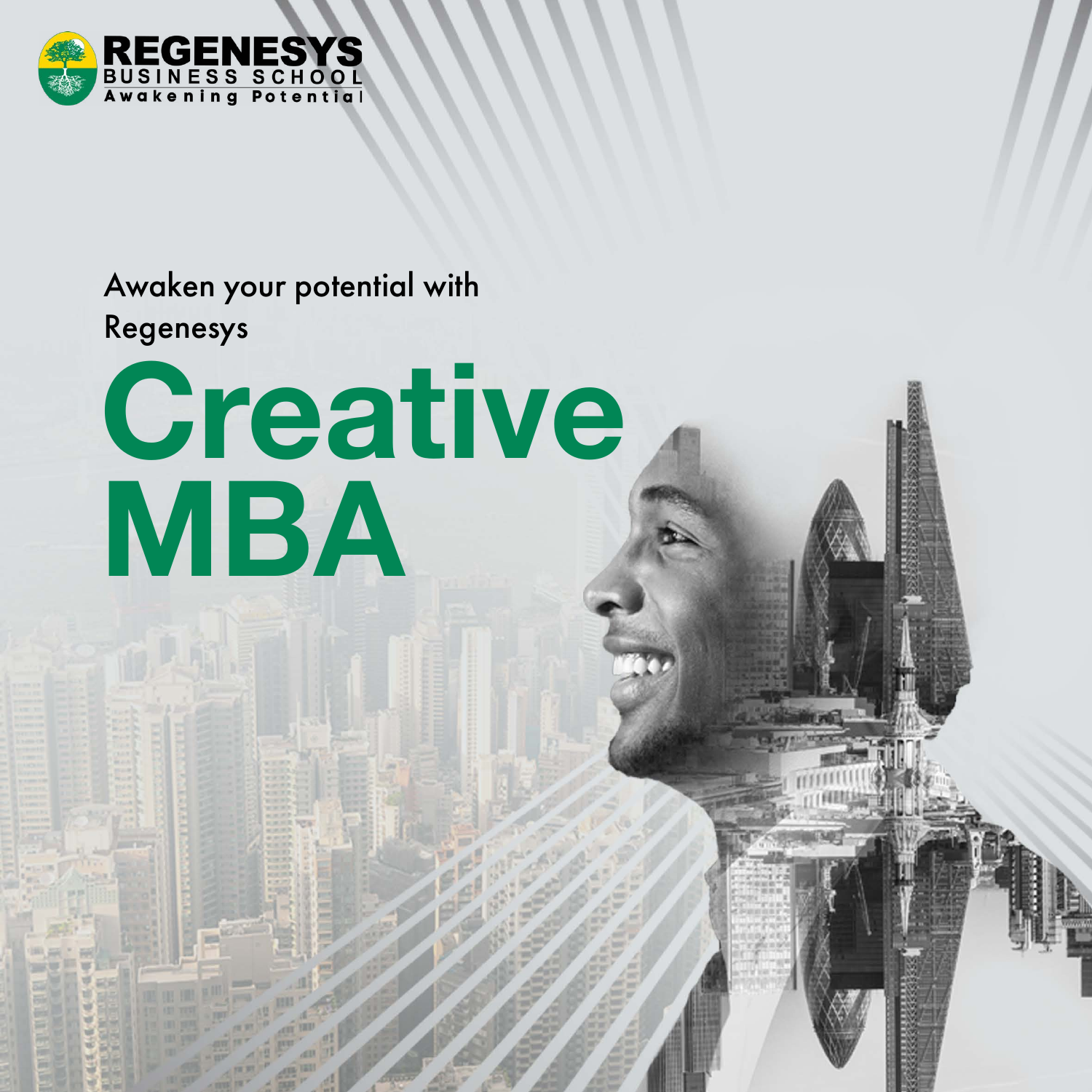REGENESYS
BUSINESS SCHOOL
Awakening Potential

Awaken your potential with Regenesys

# Creative MBA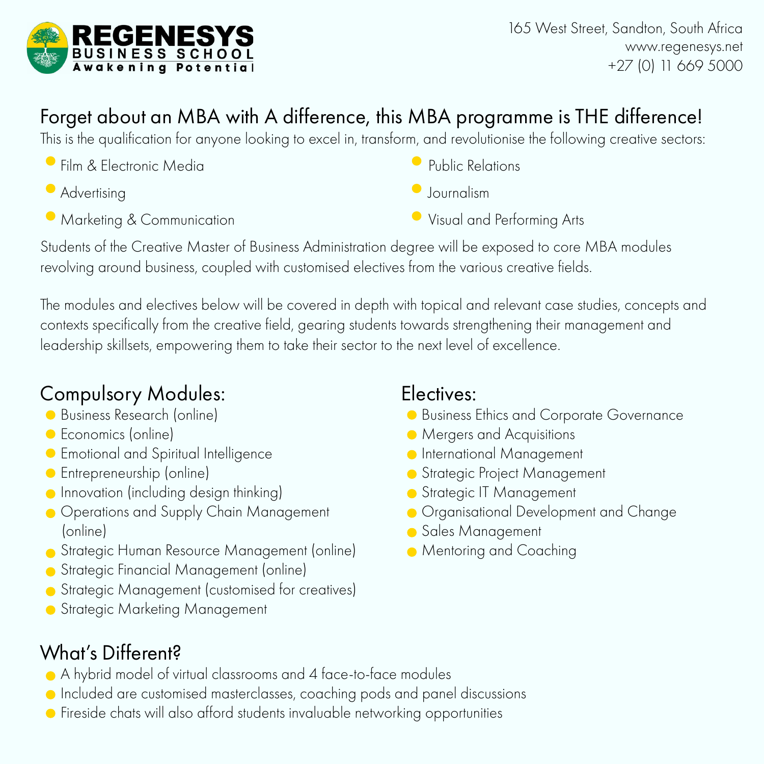**REGENESYS**
**BUSINESS SCHOOL**
**Awakening Potential**

165 West Street, Sandton, South Africa
www.regenesys.net
+27 (0) 11 669 5000

## Forget about an MBA with A difference, this MBA programme is THE difference!

This is the qualification for anyone looking to excel in, transform, and revolutionise the following creative sectors:

- Film & Electronic Media
- Advertising
- Marketing & Communication
- Public Relations
- Journalism
- Visual and Performing Arts

Students of the Creative Master of Business Administration degree will be exposed to core MBA modules revolving around business, coupled with customised electives from the various creative fields.

The modules and electives below will be covered in depth with topical and relevant case studies, concepts and contexts specifically from the creative field, gearing students towards strengthening their management and leadership skillsets, empowering them to take their sector to the next level of excellence.

## Compulsory Modules:

- Business Research (online)
- Economics (online)
- Emotional and Spiritual Intelligence
- Entrepreneurship (online)
- Innovation (including design thinking)
- Operations and Supply Chain Management (online)
- Strategic Human Resource Management (online)
- Strategic Financial Management (online)
- Strategic Management (customised for creatives)
- Strategic Marketing Management

## Electives:

- Business Ethics and Corporate Governance
- Mergers and Acquisitions
- International Management
- Strategic Project Management
- Strategic IT Management
- Organisational Development and Change
- Sales Management
- Mentoring and Coaching

## What's Different?

- A hybrid model of virtual classrooms and 4 face-to-face modules
- Included are customised masterclasses, coaching pods and panel discussions
- Fireside chats will also afford students invaluable networking opportunities